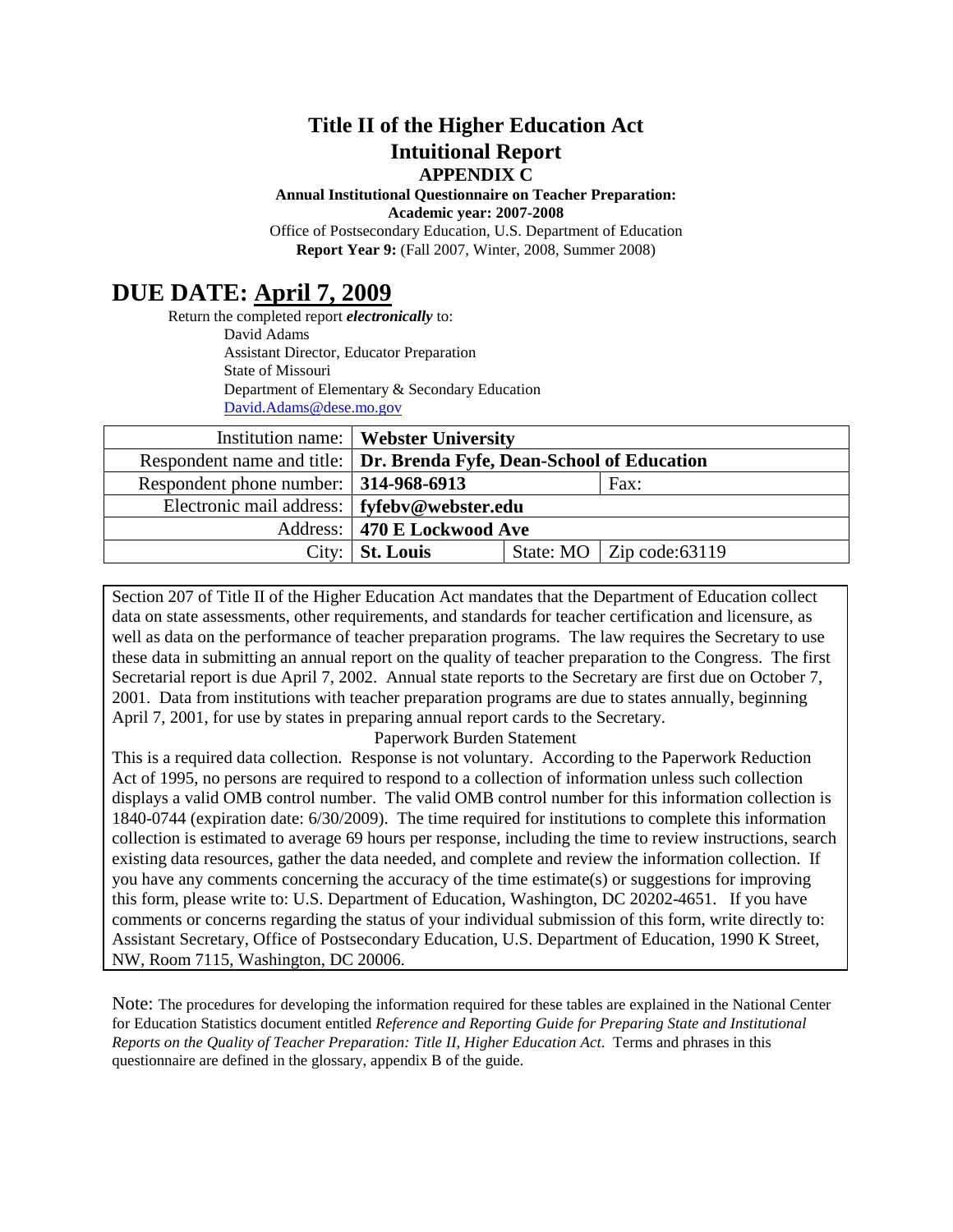# Title II of the Higher Education Act
# Intuitional Report
## APPENDIX C

**Annual Institutional Questionnaire on Teacher Preparation:**
**Academic year: 2007-2008**
Office of Postsecondary Education, U.S. Department of Education
**Report Year 9:** (Fall 2007, Winter, 2008, Summer 2008)

# DUE DATE: April 7, 2009

Return the completed report ***electronically*** to:
David Adams
Assistant Director, Educator Preparation
State of Missouri
Department of Elementary & Secondary Education
David.Adams@dese.mo.gov

| Institution name: | **Webster University** | | |
|---|---|---|---|
| Respondent name and title: | **Dr. Brenda Fyfe, Dean-School of Education** | | |
| Respondent phone number: | **314-968-6913** | | Fax: |
| Electronic mail address: | **fyfebv@webster.edu** | | |
| Address: | **470 E Lockwood Ave** | | |
| City: | **St. Louis** | State: MO | Zip code:63119 |

Section 207 of Title II of the Higher Education Act mandates that the Department of Education collect data on state assessments, other requirements, and standards for teacher certification and licensure, as well as data on the performance of teacher preparation programs. The law requires the Secretary to use these data in submitting an annual report on the quality of teacher preparation to the Congress. The first Secretarial report is due April 7, 2002. Annual state reports to the Secretary are first due on October 7, 2001. Data from institutions with teacher preparation programs are due to states annually, beginning April 7, 2001, for use by states in preparing annual report cards to the Secretary.

Paperwork Burden Statement

This is a required data collection. Response is not voluntary. According to the Paperwork Reduction Act of 1995, no persons are required to respond to a collection of information unless such collection displays a valid OMB control number. The valid OMB control number for this information collection is 1840-0744 (expiration date: 6/30/2009). The time required for institutions to complete this information collection is estimated to average 69 hours per response, including the time to review instructions, search existing data resources, gather the data needed, and complete and review the information collection. If you have any comments concerning the accuracy of the time estimate(s) or suggestions for improving this form, please write to: U.S. Department of Education, Washington, DC 20202-4651. If you have comments or concerns regarding the status of your individual submission of this form, write directly to: Assistant Secretary, Office of Postsecondary Education, U.S. Department of Education, 1990 K Street, NW, Room 7115, Washington, DC 20006.

Note: The procedures for developing the information required for these tables are explained in the National Center for Education Statistics document entitled *Reference and Reporting Guide for Preparing State and Institutional Reports on the Quality of Teacher Preparation: Title II, Higher Education Act.* Terms and phrases in this questionnaire are defined in the glossary, appendix B of the guide.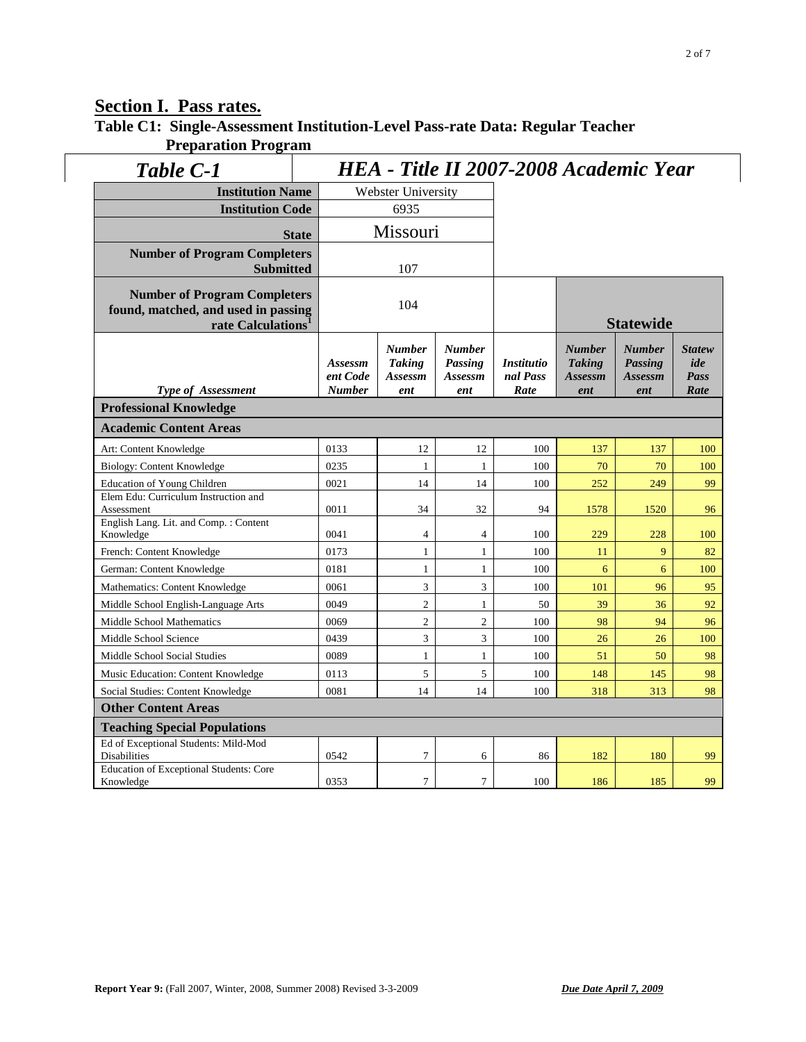## Section I. Pass rates.

### Table C1: Single-Assessment Institution-Level Pass-rate Data: Regular Teacher Preparation Program

| *Table C-1* | ***HEA - Title II 2007-2008 Academic Year*** | | | | | | |
|---|---|---|---|---|---|---|---|
| **Institution Name** | Webster University | | | | | | |
| **Institution Code** | 6935 | | | | | | |
| **State** | Missouri | | | | | | |
| **Number of Program Completers Submitted** | 107 | | | | | | |
| **Number of Program Completers found, matched, and used in passing rate Calculations[1]** | 104 | | | | **Statewide** | | |
| ***Type of Assessment*** | ***Assessment Code Number*** | ***Number Taking Assessment*** | ***Number Passing Assessment*** | ***Institutional Pass Rate*** | ***Number Taking Assessment*** | ***Number Passing Assessment*** | ***Statewide Pass Rate*** |
| **Professional Knowledge** | | | | | | | |
| **Academic Content Areas** | | | | | | | |
| Art: Content Knowledge | 0133 | 12 | 12 | 100 | 137 | 137 | 100 |
| Biology: Content Knowledge | 0235 | 1 | 1 | 100 | 70 | 70 | 100 |
| Education of Young Children | 0021 | 14 | 14 | 100 | 252 | 249 | 99 |
| Elem Edu: Curriculum Instruction and Assessment | 0011 | 34 | 32 | 94 | 1578 | 1520 | 96 |
| English Lang. Lit. and Comp. : Content Knowledge | 0041 | 4 | 4 | 100 | 229 | 228 | 100 |
| French: Content Knowledge | 0173 | 1 | 1 | 100 | 11 | 9 | 82 |
| German: Content Knowledge | 0181 | 1 | 1 | 100 | 6 | 6 | 100 |
| Mathematics: Content Knowledge | 0061 | 3 | 3 | 100 | 101 | 96 | 95 |
| Middle School English-Language Arts | 0049 | 2 | 1 | 50 | 39 | 36 | 92 |
| Middle School Mathematics | 0069 | 2 | 2 | 100 | 98 | 94 | 96 |
| Middle School Science | 0439 | 3 | 3 | 100 | 26 | 26 | 100 |
| Middle School Social Studies | 0089 | 1 | 1 | 100 | 51 | 50 | 98 |
| Music Education: Content Knowledge | 0113 | 5 | 5 | 100 | 148 | 145 | 98 |
| Social Studies: Content Knowledge | 0081 | 14 | 14 | 100 | 318 | 313 | 98 |
| **Other Content Areas** | | | | | | | |
| **Teaching Special Populations** | | | | | | | |
| Ed of Exceptional Students: Mild-Mod Disabilities | 0542 | 7 | 6 | 86 | 182 | 180 | 99 |
| Education of Exceptional Students: Core Knowledge | 0353 | 7 | 7 | 100 | 186 | 185 | 99 |

**Report Year 9:** (Fall 2007, Winter, 2008, Summer 2008) Revised 3-3-2009 ***Due Date April 7, 2009***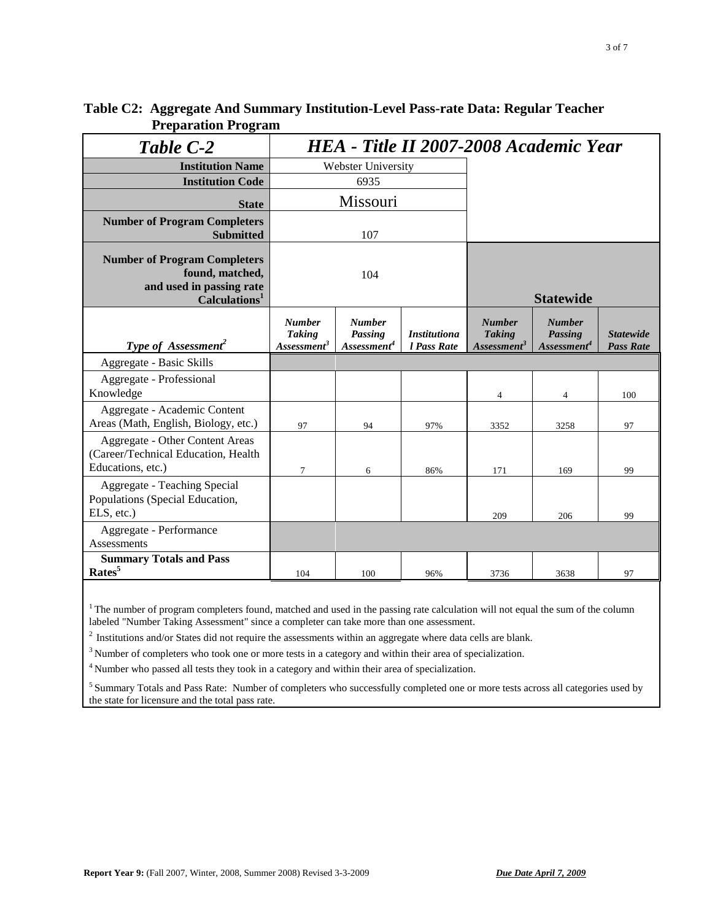# Table C2: Aggregate And Summary Institution-Level Pass-rate Data: Regular Teacher Preparation Program

| *Table C-2* | *HEA - Title II 2007-2008 Academic Year* | | | | | |
|---|---|---|---|---|---|---|
| **Institution Name** | Webster University | | | | | |
| **Institution Code** | 6935 | | | | | |
| **State** | Missouri | | | | | |
| **Number of Program Completers Submitted** | 107 | | | | | |
| **Number of Program Completers found, matched, and used in passing rate Calculations**[1] | 104 | | | **Statewide** | | |
| *Type of Assessment*[2] | *Number Taking Assessment*[3] | *Number Passing Assessment*[4] | *Institutional Pass Rate* | *Number Taking Assessment*[3] | *Number Passing Assessment*[4] | *Statewide Pass Rate* |
| Aggregate - Basic Skills | | | | | | |
| Aggregate - Professional Knowledge | | | | 4 | 4 | 100 |
| Aggregate - Academic Content Areas (Math, English, Biology, etc.) | 97 | 94 | 97% | 3352 | 3258 | 97 |
| Aggregate - Other Content Areas (Career/Technical Education, Health Educations, etc.) | 7 | 6 | 86% | 171 | 169 | 99 |
| Aggregate - Teaching Special Populations (Special Education, ELS, etc.) | | | | 209 | 206 | 99 |
| Aggregate - Performance Assessments | | | | | | |
| **Summary Totals and Pass Rates**[5] | 104 | 100 | 96% | 3736 | 3638 | 97 |

[1] The number of program completers found, matched and used in the passing rate calculation will not equal the sum of the column labeled "Number Taking Assessment" since a completer can take more than one assessment.

[2] Institutions and/or States did not require the assessments within an aggregate where data cells are blank.

[3] Number of completers who took one or more tests in a category and within their area of specialization.

[4] Number who passed all tests they took in a category and within their area of specialization.

[5] Summary Totals and Pass Rate: Number of completers who successfully completed one or more tests across all categories used by the state for licensure and the total pass rate.

**Report Year 9:** (Fall 2007, Winter, 2008, Summer 2008) Revised 3-3-2009 ***Due Date April 7, 2009***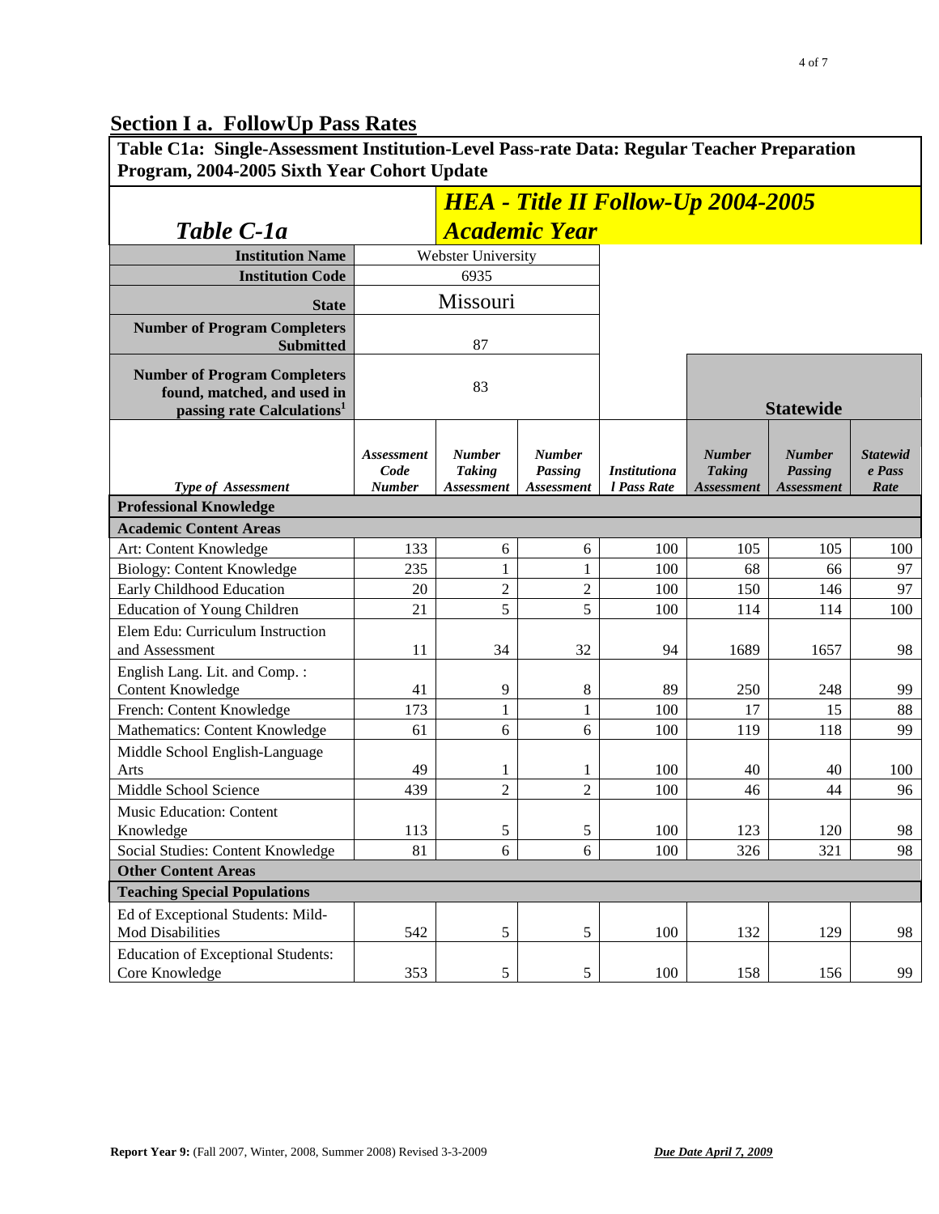## Section I a. FollowUp Pass Rates

**Table C1a: Single-Assessment Institution-Level Pass-rate Data: Regular Teacher Preparation Program, 2004-2005 Sixth Year Cohort Update**

***Table C-1a*** — ***HEA - Title II Follow-Up 2004-2005 Academic Year***

| | |
|---|---|
| **Institution Name** | Webster University |
| **Institution Code** | 6935 |
| **State** | Missouri |
| **Number of Program Completers Submitted** | 87 |
| **Number of Program Completers found, matched, and used in passing rate Calculations[1]** | 83 |

| *Type of Assessment* | *Assessment Code Number* | *Number Taking Assessment* | *Number Passing Assessment* | *Institutional Pass Rate* | **Statewide** *Number Taking Assessment* | *Number Passing Assessment* | *Statewide Pass Rate* |
|---|---|---|---|---|---|---|---|
| **Professional Knowledge** | | | | | | | |
| **Academic Content Areas** | | | | | | | |
| Art: Content Knowledge | 133 | 6 | 6 | 100 | 105 | 105 | 100 |
| Biology: Content Knowledge | 235 | 1 | 1 | 100 | 68 | 66 | 97 |
| Early Childhood Education | 20 | 2 | 2 | 100 | 150 | 146 | 97 |
| Education of Young Children | 21 | 5 | 5 | 100 | 114 | 114 | 100 |
| Elem Edu: Curriculum Instruction and Assessment | 11 | 34 | 32 | 94 | 1689 | 1657 | 98 |
| English Lang. Lit. and Comp. : Content Knowledge | 41 | 9 | 8 | 89 | 250 | 248 | 99 |
| French: Content Knowledge | 173 | 1 | 1 | 100 | 17 | 15 | 88 |
| Mathematics: Content Knowledge | 61 | 6 | 6 | 100 | 119 | 118 | 99 |
| Middle School English-Language Arts | 49 | 1 | 1 | 100 | 40 | 40 | 100 |
| Middle School Science | 439 | 2 | 2 | 100 | 46 | 44 | 96 |
| Music Education: Content Knowledge | 113 | 5 | 5 | 100 | 123 | 120 | 98 |
| Social Studies: Content Knowledge | 81 | 6 | 6 | 100 | 326 | 321 | 98 |
| **Other Content Areas** | | | | | | | |
| **Teaching Special Populations** | | | | | | | |
| Ed of Exceptional Students: Mild-Mod Disabilities | 542 | 5 | 5 | 100 | 132 | 129 | 98 |
| Education of Exceptional Students: Core Knowledge | 353 | 5 | 5 | 100 | 158 | 156 | 99 |

**Report Year 9:** (Fall 2007, Winter, 2008, Summer 2008) Revised 3-3-2009 — ***Due Date April 7, 2009***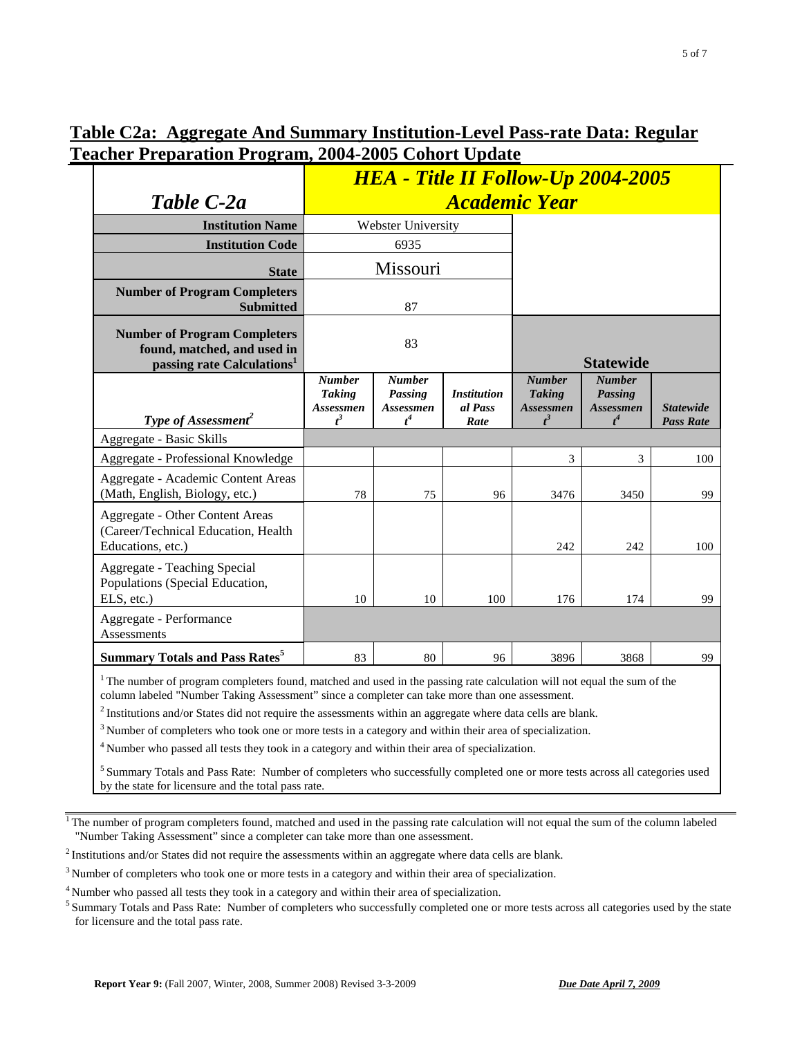## Table C2a: Aggregate And Summary Institution-Level Pass-rate Data: Regular Teacher Preparation Program, 2004-2005 Cohort Update

| *Table C-2a* | *HEA - Title II Follow-Up 2004-2005 Academic Year* | | | | | |
|---|---|---|---|---|---|---|
| **Institution Name** | Webster University | | | | | |
| **Institution Code** | 6935 | | | | | |
| **State** | Missouri | | | | | |
| **Number of Program Completers Submitted** | 87 | | | | | |
| **Number of Program Completers found, matched, and used in passing rate Calculations[1]** | 83 | | | **Statewide** | | |
| *Type of Assessment[2]* | ***Number Taking Assessment[3]*** | ***Number Passing Assessment[4]*** | ***Institutional Pass Rate*** | ***Number Taking Assessment[3]*** | ***Number Passing Assessment[4]*** | ***Statewide Pass Rate*** |
| Aggregate - Basic Skills | | | | | | |
| Aggregate - Professional Knowledge | | | | 3 | 3 | 100 |
| Aggregate - Academic Content Areas (Math, English, Biology, etc.) | 78 | 75 | 96 | 3476 | 3450 | 99 |
| Aggregate - Other Content Areas (Career/Technical Education, Health Educations, etc.) | | | | 242 | 242 | 100 |
| Aggregate - Teaching Special Populations (Special Education, ELS, etc.) | 10 | 10 | 100 | 176 | 174 | 99 |
| Aggregate - Performance Assessments | | | | | | |
| **Summary Totals and Pass Rates[5]** | 83 | 80 | 96 | 3896 | 3868 | 99 |

[1] The number of program completers found, matched and used in the passing rate calculation will not equal the sum of the column labeled "Number Taking Assessment" since a completer can take more than one assessment.

[2] Institutions and/or States did not require the assessments within an aggregate where data cells are blank.

[3] Number of completers who took one or more tests in a category and within their area of specialization.

[4] Number who passed all tests they took in a category and within their area of specialization.

[5] Summary Totals and Pass Rate: Number of completers who successfully completed one or more tests across all categories used by the state for licensure and the total pass rate.

---

[1] The number of program completers found, matched and used in the passing rate calculation will not equal the sum of the column labeled "Number Taking Assessment" since a completer can take more than one assessment.

[2] Institutions and/or States did not require the assessments within an aggregate where data cells are blank.

[3] Number of completers who took one or more tests in a category and within their area of specialization.

[4] Number who passed all tests they took in a category and within their area of specialization.

[5] Summary Totals and Pass Rate: Number of completers who successfully completed one or more tests across all categories used by the state for licensure and the total pass rate.

**Report Year 9:** (Fall 2007, Winter, 2008, Summer 2008) Revised 3-3-2009 ***Due Date April 7, 2009***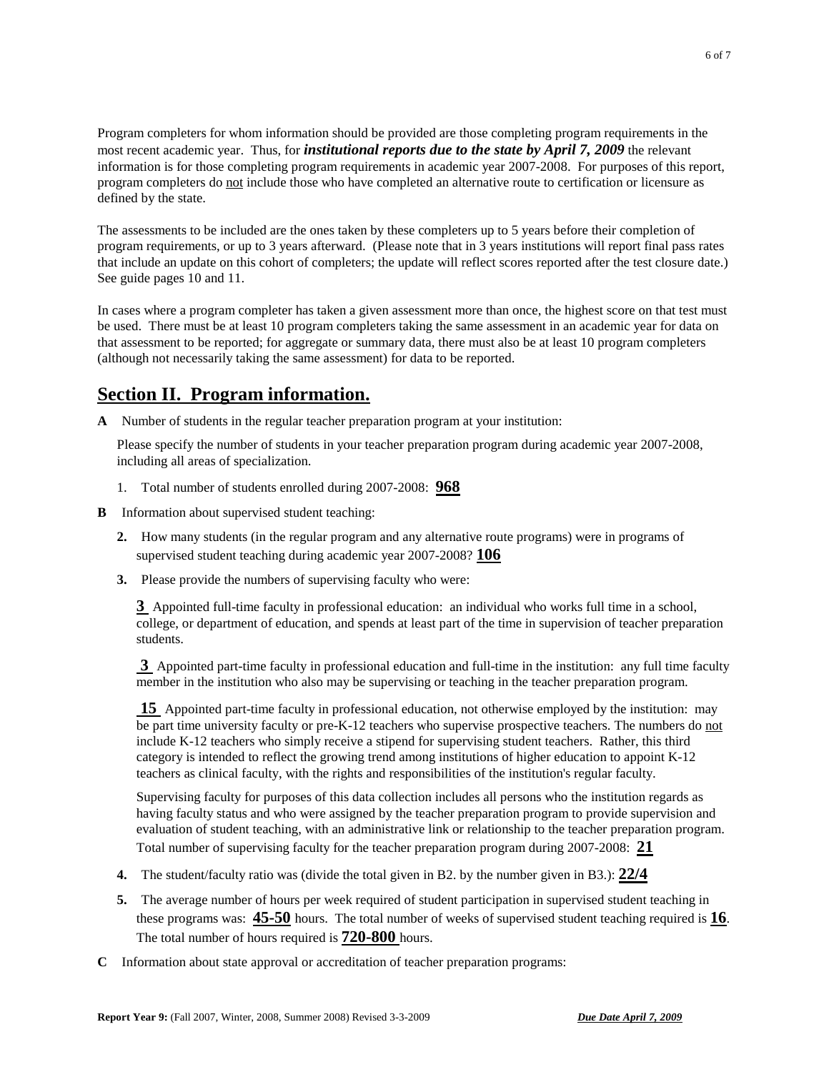Program completers for whom information should be provided are those completing program requirements in the most recent academic year. Thus, for ***institutional reports due to the state by April 7, 2009*** the relevant information is for those completing program requirements in academic year 2007-2008. For purposes of this report, program completers do not include those who have completed an alternative route to certification or licensure as defined by the state.

The assessments to be included are the ones taken by these completers up to 5 years before their completion of program requirements, or up to 3 years afterward. (Please note that in 3 years institutions will report final pass rates that include an update on this cohort of completers; the update will reflect scores reported after the test closure date.) See guide pages 10 and 11.

In cases where a program completer has taken a given assessment more than once, the highest score on that test must be used. There must be at least 10 program completers taking the same assessment in an academic year for data on that assessment to be reported; for aggregate or summary data, there must also be at least 10 program completers (although not necessarily taking the same assessment) for data to be reported.

## Section II. Program information.

**A** Number of students in the regular teacher preparation program at your institution:

Please specify the number of students in your teacher preparation program during academic year 2007-2008, including all areas of specialization.

1. Total number of students enrolled during 2007-2008: **968**

**B** Information about supervised student teaching:

**2.** How many students (in the regular program and any alternative route programs) were in programs of supervised student teaching during academic year 2007-2008? **106**

**3.** Please provide the numbers of supervising faculty who were:

**3** Appointed full-time faculty in professional education: an individual who works full time in a school, college, or department of education, and spends at least part of the time in supervision of teacher preparation students.

**3** Appointed part-time faculty in professional education and full-time in the institution: any full time faculty member in the institution who also may be supervising or teaching in the teacher preparation program.

**15** Appointed part-time faculty in professional education, not otherwise employed by the institution: may be part time university faculty or pre-K-12 teachers who supervise prospective teachers. The numbers do not include K-12 teachers who simply receive a stipend for supervising student teachers. Rather, this third category is intended to reflect the growing trend among institutions of higher education to appoint K-12 teachers as clinical faculty, with the rights and responsibilities of the institution's regular faculty.

Supervising faculty for purposes of this data collection includes all persons who the institution regards as having faculty status and who were assigned by the teacher preparation program to provide supervision and evaluation of student teaching, with an administrative link or relationship to the teacher preparation program. Total number of supervising faculty for the teacher preparation program during 2007-2008: **21**

**4.** The student/faculty ratio was (divide the total given in B2. by the number given in B3.): **22/4**

**5.** The average number of hours per week required of student participation in supervised student teaching in these programs was: **45-50** hours. The total number of weeks of supervised student teaching required is **16**. The total number of hours required is **720-800** hours.

**C** Information about state approval or accreditation of teacher preparation programs: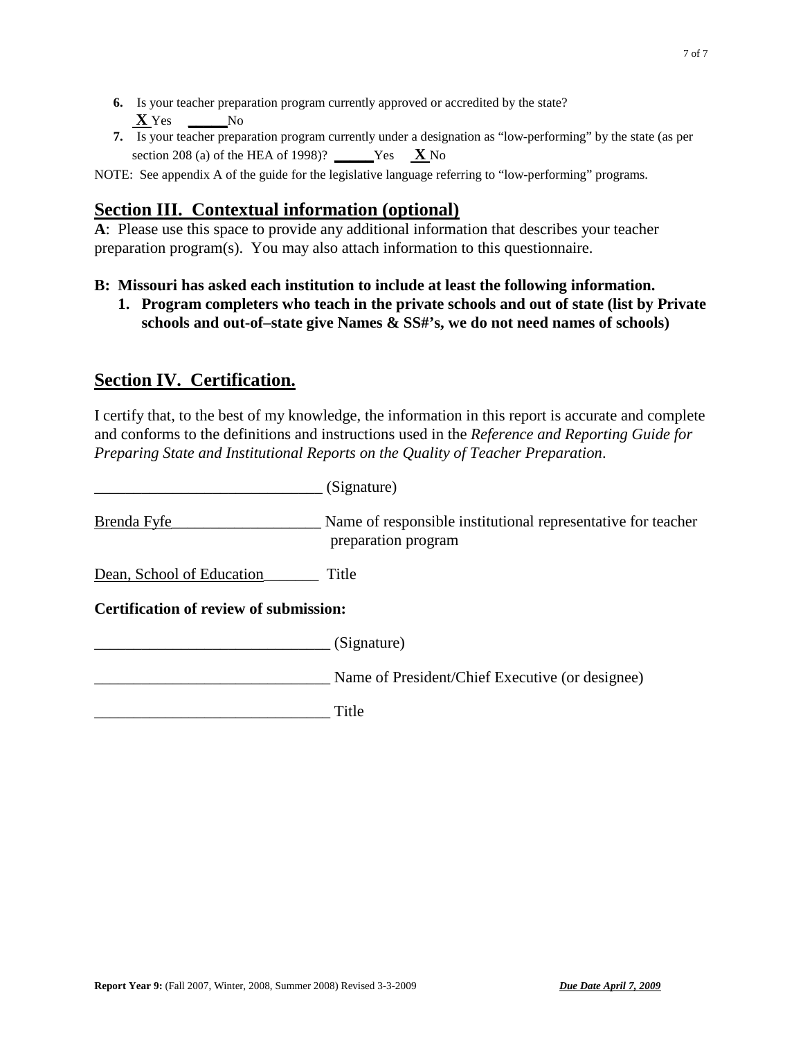6. Is your teacher preparation program currently approved or accredited by the state?
 **X** Yes ______No
7. Is your teacher preparation program currently under a designation as "low-performing" by the state (as per section 208 (a) of the HEA of 1998)? ______Yes **X** No

NOTE: See appendix A of the guide for the legislative language referring to "low-performing" programs.

## Section III. Contextual information (optional)

**A**: Please use this space to provide any additional information that describes your teacher preparation program(s). You may also attach information to this questionnaire.

**B: Missouri has asked each institution to include at least the following information.**

1. **Program completers who teach in the private schools and out of state (list by Private schools and out-of–state give Names & SS#'s, we do not need names of schools)**

## Section IV. Certification.

I certify that, to the best of my knowledge, the information in this report is accurate and complete and conforms to the definitions and instructions used in the *Reference and Reporting Guide for Preparing State and Institutional Reports on the Quality of Teacher Preparation*.

_____________________________ (Signature)

Brenda Fyfe___________________ Name of responsible institutional representative for teacher preparation program

Dean, School of Education_______ Title

**Certification of review of submission:**

______________________________ (Signature)

______________________________ Name of President/Chief Executive (or designee)

______________________________ Title

**Report Year 9:** (Fall 2007, Winter, 2008, Summer 2008) Revised 3-3-2009 ***Due Date April 7, 2009***